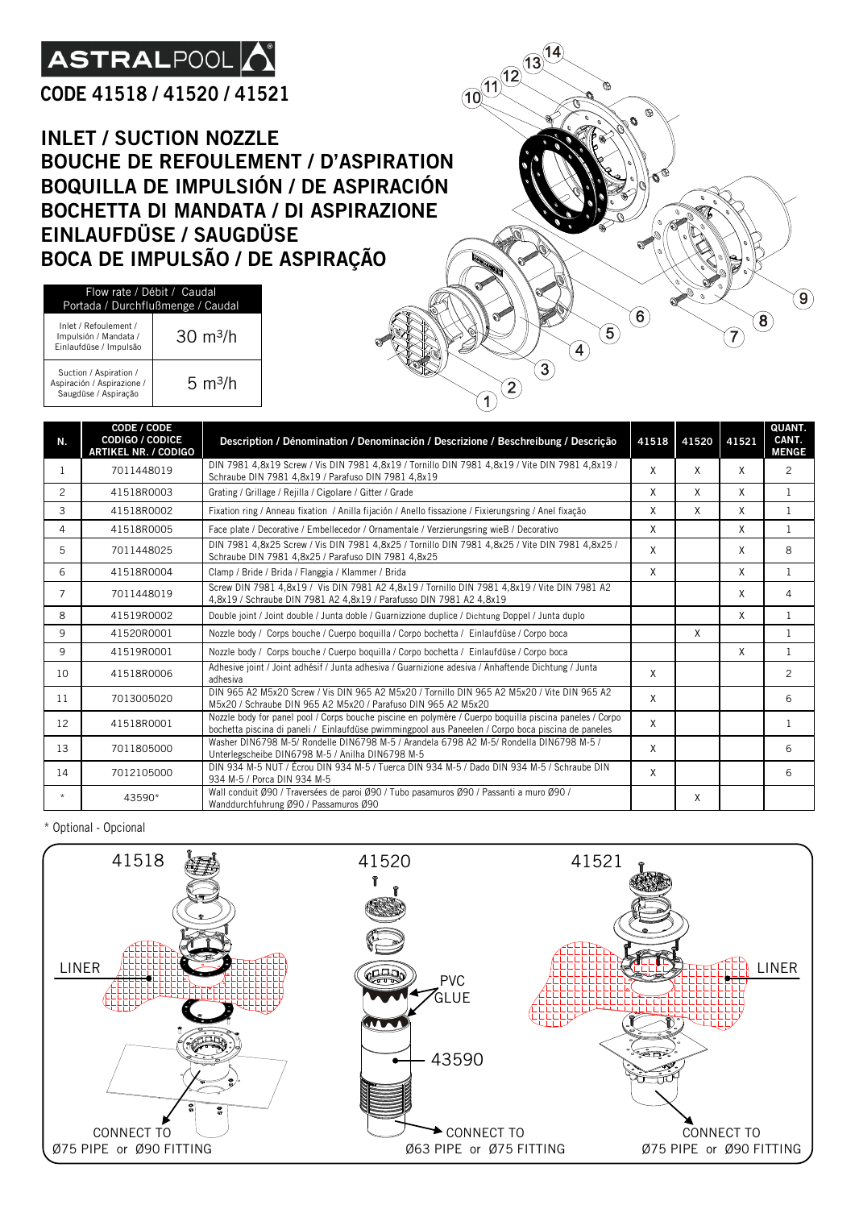# ASTRALPOOL

## CODE 41518 / 41520 / 41521

## INLET / SUCTION NOZZLE
## BOUCHE DE REFOULEMENT / D'ASPIRATION
## BOQUILLA DE IMPULSIÓN / DE ASPIRACIÓN
## BOCHETTA DI MANDATA / DI ASPIRAZIONE
## EINLAUFDÜSE / SAUGDÜSE
## BOCA DE IMPULSÃO / DE ASPIRAÇÃO

| Flow rate / Débit / Caudal Portada / Durchflußmenge / Caudal | |
|---|---|
| Inlet / Refoulement / Impulsión / Mandata / Einlaufdüse / Impulsão | 30 m³/h |
| Suction / Aspiration / Aspiración / Aspirazione / Saugdüse / Aspiração | 5 m³/h |

| N. | CODE / CODE CODIGO / CODICE ARTIKEL NR. / CODIGO | Description / Dénomination / Denominación / Descrizione / Beschreibung / Descrição | 41518 | 41520 | 41521 | QUANT. CANT. MENGE |
|---|---|---|---|---|---|---|
| 1 | 7011448019 | DIN 7981 4,8x19 Screw / Vis DIN 7981 4,8x19 / Tornillo DIN 7981 4,8x19 / Vite DIN 7981 4,8x19 / Schraube DIN 7981 4,8x19 / Parafuso DIN 7981 4,8x19 | X | X | X | 2 |
| 2 | 41518R0003 | Grating / Grillage / Rejilla / Cigolare / Gitter / Grade | X | X | X | 1 |
| 3 | 41518R0002 | Fixation ring / Anneau fixation / Anilla fijación / Anello fissazione / Fixierungsring / Anel fixação | X | X | X | 1 |
| 4 | 41518R0005 | Face plate / Decorative / Embellecedor / Ornamentale / Verzierungsring wieB / Decorativo | X | | X | 1 |
| 5 | 7011448025 | DIN 7981 4,8x25 Screw / Vis DIN 7981 4,8x25 / Tornillo DIN 7981 4,8x25 / Vite DIN 7981 4,8x25 / Schraube DIN 7981 4,8x25 / Parafuso DIN 7981 4,8x25 | X | | X | 8 |
| 6 | 41518R0004 | Clamp / Bride / Brida / Flanggia / Klammer / Brida | X | | X | 1 |
| 7 | 7011448019 | Screw DIN 7981 4,8x19 / Vis DIN 7981 A2 4,8x19 / Tornillo DIN 7981 4,8x19 / Vite DIN 7981 A2 4,8x19 / Schraube DIN 7981 A2 4,8x19 / Parafusso DIN 7981 A2 4,8x19 | | | X | 4 |
| 8 | 41519R0002 | Double joint / Joint double / Junta doble / Guarnizzione duplice / Dichtung Doppel / Junta duplo | | | X | 1 |
| 9 | 41520R0001 | Nozzle body / Corps bouche / Cuerpo boquilla / Corpo bochetta / Einlaufdüse / Corpo boca | | X | | 1 |
| 9 | 41519R0001 | Nozzle body / Corps bouche / Cuerpo boquilla / Corpo bochetta / Einlaufdüse / Corpo boca | | | X | 1 |
| 10 | 41518R0006 | Adhesive joint / Joint adhésif / Junta adhesiva / Guarnizione adesiva / Anhaftende Dichtung / Junta adhesiva | X | | | 2 |
| 11 | 7013005020 | DIN 965 A2 M5x20 Screw / Vis DIN 965 A2 M5x20 / Tornillo DIN 965 A2 M5x20 / Vite DIN 965 A2 M5x20 / Schraube DIN 965 A2 M5x20 / Parafuso DIN 965 A2 M5x20 | X | | | 6 |
| 12 | 41518R0001 | Nozzle body for panel pool / Corps bouche piscine en polymère / Cuerpo boquilla piscina paneles / Corpo bochetta piscina di paneli / Einlaufdüse pwimmingpool aus Paneelen / Corpo boca piscina de paneles | X | | | 1 |
| 13 | 7011805000 | Washer DIN6798 M-5/ Rondelle DIN6798 M-5 / Arandela 6798 A2 M-5/ Rondella DIN6798 M-5 / Unterlegscheibe DIN6798 M-5 / Anilha DIN6798 M-5 | X | | | 6 |
| 14 | 7012105000 | DIN 934 M-5 NUT / Écrou DIN 934 M-5 / Tuerca DIN 934 M-5 / Dado DIN 934 M-5 / Schraube DIN 934 M-5 / Porca DIN 934 M-5 | X | | | 6 |
| * | 43590* | Wall conduit Ø90 / Traversées de paroi Ø90 / Tubo pasamuros Ø90 / Passanti a muro Ø90 / Wanddurchfuhrung Ø90 / Passamuros Ø90 | | X | | |

\* Optional - Opcional

41518 — LINER — CONNECT TO Ø75 PIPE or Ø90 FITTING

41520 — PVC GLUE — 43590 — CONNECT TO Ø63 PIPE or Ø75 FITTING

41521 — LINER — CONNECT TO Ø75 PIPE or Ø90 FITTING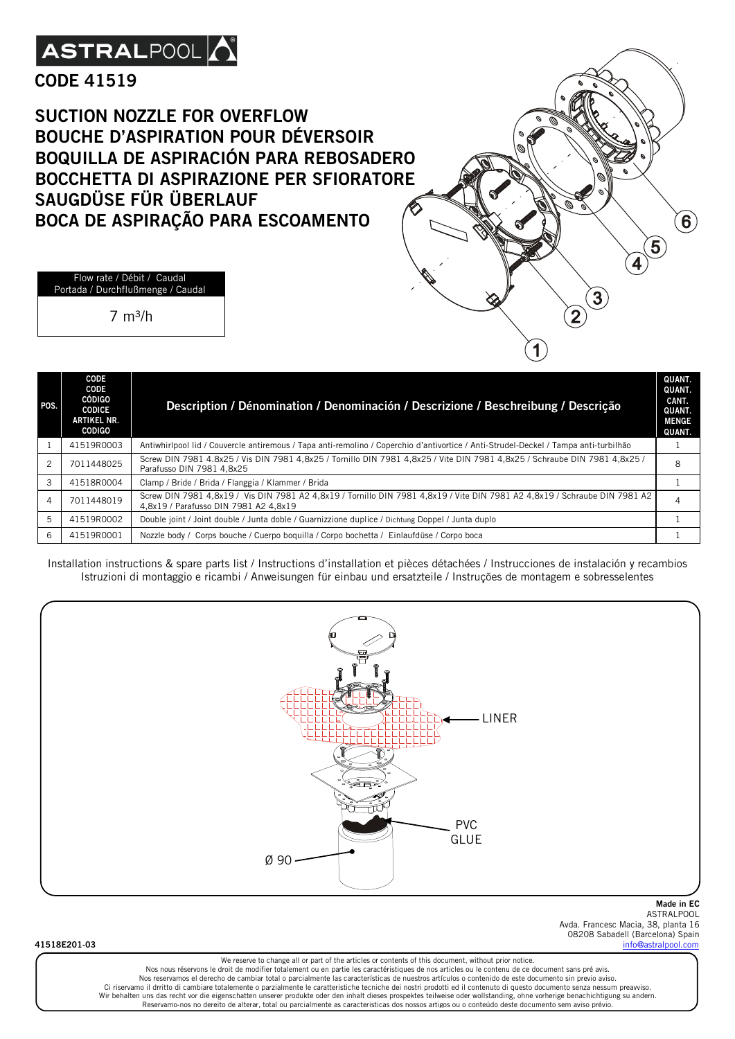**ASTRALPOOL**

**CODE 41519**

# SUCTION NOZZLE FOR OVERFLOW
# BOUCHE D'ASPIRATION POUR DÉVERSOIR
# BOQUILLA DE ASPIRACIÓN PARA REBOSADERO
# BOCCHETTA DI ASPIRAZIONE PER SFIORATORE
# SAUGDÜSE FÜR ÜBERLAUF
# BOCA DE ASPIRAÇÃO PARA ESCOAMENTO

| Flow rate / Débit / Caudal Portada / Durchflußmenge / Caudal |
|---|
| 7 $m^3/h$ |

1
2
3
4
5
6

| POS. | CODE CODE CÓDIGO CODICE ARTIKEL NR. CODIGO | Description / Dénomination / Denominación / Descrizione / Beschreibung / Descrição | QUANT. QUANT. CANT. QUANT. MENGE QUANT. |
|---|---|---|---|
| 1 | 41519R0003 | Antiwhirlpool lid / Couvercle antiremous / Tapa anti-remolino / Coperchio d'antivortice / Anti-Strudel-Deckel / Tampa anti-turbilhão | 1 |
| 2 | 7011448025 | Screw DIN 7981 4.8x25 / Vis DIN 7981 4,8x25 / Tornillo DIN 7981 4,8x25 / Vite DIN 7981 4,8x25 / Schraube DIN 7981 4,8x25 / Parafusso DIN 7981 4,8x25 | 8 |
| 3 | 41518R0004 | Clamp / Bride / Brida / Flanggia / Klammer / Brida | 1 |
| 4 | 7011448019 | Screw DIN 7981 4,8x19 / Vis DIN 7981 A2 4,8x19 / Tornillo DIN 7981 4,8x19 / Vite DIN 7981 A2 4,8x19 / Schraube DIN 7981 A2 4,8x19 / Parafusso DIN 7981 A2 4,8x19 | 4 |
| 5 | 41519R0002 | Double joint / Joint double / Junta doble / Guarnizzione duplice / Dichtung Doppel / Junta duplo | 1 |
| 6 | 41519R0001 | Nozzle body / Corps bouche / Cuerpo boquilla / Corpo bochetta / Einlaufdüse / Corpo boca | 1 |

Installation instructions & spare parts list / Instructions d'installation et pièces détachées / Instrucciones de instalación y recambios
Istruzioni di montaggio e ricambi / Anweisungen für einbau und ersatzteile / Instruções de montagem e sobresselentes

LINER

PVC GLUE

Ø 90

**Made in EC**
ASTRALPOOL
Avda. Francesc Macia, 38, planta 16
08208 Sabadell (Barcelona) Spain
info@astralpool.com

41518E201-03

We reserve to change all or part of the articles or contents of this document, without prior notice.
Nos nous réservons le droit de modifier totalement ou en partie les caractéristiques de nos articles ou le contenu de ce document sans pré avis.
Nos reservamos el derecho de cambiar total o parcialmente las características de nuestros artículos o contenido de este documento sin previo aviso.
Ci riservamo il dritto di cambiare totalemente o parzialmente le caratteristiche tecniche dei nostri prodotti ed il contenuto di questo documento senza nessum preavviso.
Wir behalten uns das recht vor die eigenschatten unserer produkte oder den inhalt dieses prospektes teilweise oder wollstanding, ohne vorherige benachichtigung su andern.
Reservamo-nos no dereito de alterar, total ou parcialmente as caracteristicas dos nossos artigos ou o conteúdo deste documento sem aviso prévio.